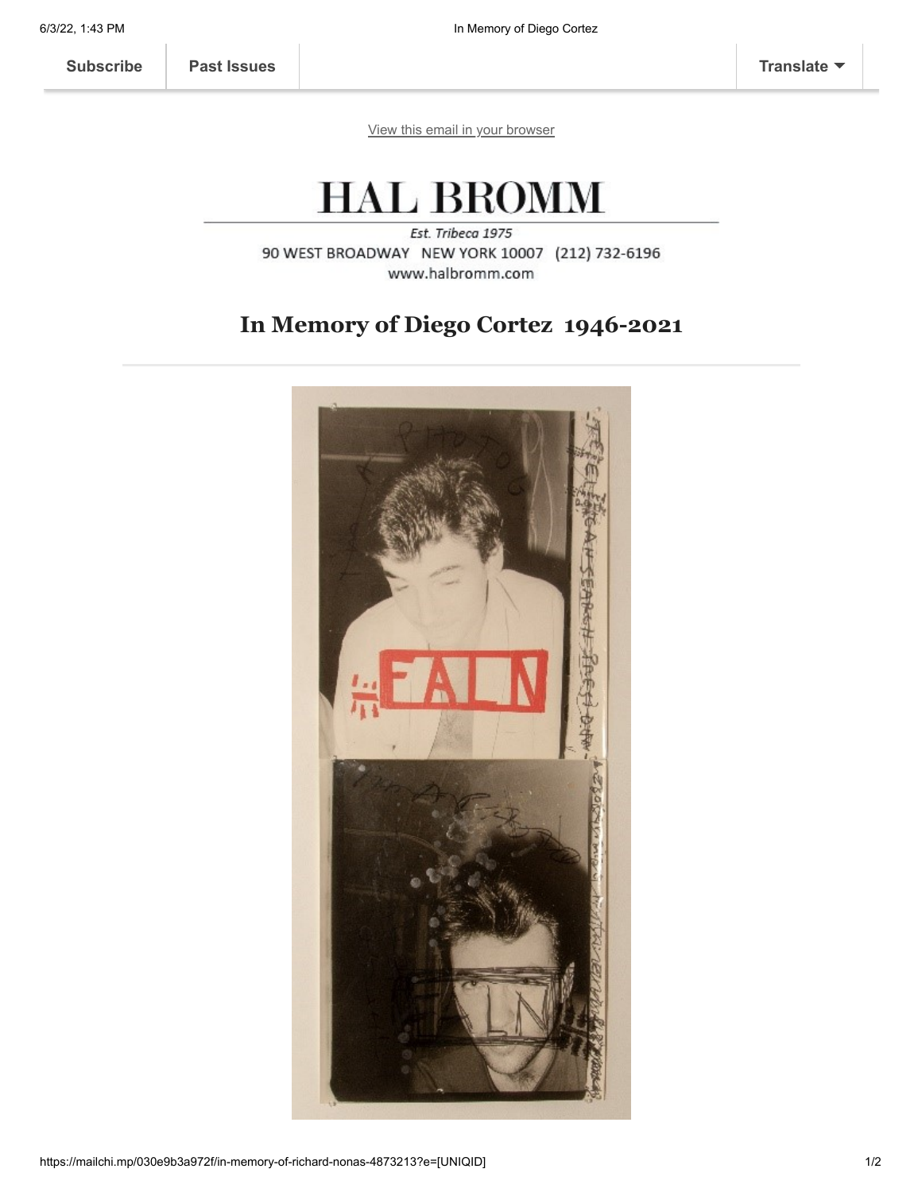Subscribe | Past Issues | Translate

View this email in your browser

# HAL BROMM

*Est. Tribeca 1975*

90 WEST BROADWAY NEW YORK 10007 (212) 732-6196

www.halbromm.com

## In Memory of Diego Cortez 1946-2021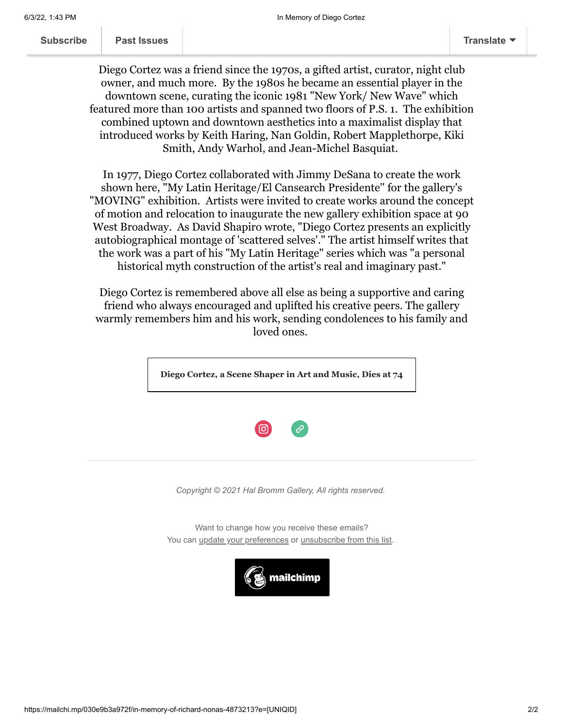Subscribe | Past Issues | Translate

Diego Cortez was a friend since the 1970s, a gifted artist, curator, night club owner, and much more. By the 1980s he became an essential player in the downtown scene, curating the iconic 1981 "New York/ New Wave" which featured more than 100 artists and spanned two floors of P.S. 1. The exhibition combined uptown and downtown aesthetics into a maximalist display that introduced works by Keith Haring, Nan Goldin, Robert Mapplethorpe, Kiki Smith, Andy Warhol, and Jean-Michel Basquiat.

In 1977, Diego Cortez collaborated with Jimmy DeSana to create the work shown here, "My Latin Heritage/El Cansearch Presidente" for the gallery's "MOVING" exhibition. Artists were invited to create works around the concept of motion and relocation to inaugurate the new gallery exhibition space at 90 West Broadway. As David Shapiro wrote, "Diego Cortez presents an explicitly autobiographical montage of 'scattered selves'." The artist himself writes that the work was a part of his "My Latin Heritage" series which was "a personal historical myth construction of the artist's real and imaginary past."

Diego Cortez is remembered above all else as being a supportive and caring friend who always encouraged and uplifted his creative peers. The gallery warmly remembers him and his work, sending condolences to his family and loved ones.

**Diego Cortez, a Scene Shaper in Art and Music, Dies at 74**

---

*Copyright © 2021 Hal Bromm Gallery, All rights reserved.*

Want to change how you receive these emails?
You can update your preferences or unsubscribe from this list.

mailchimp